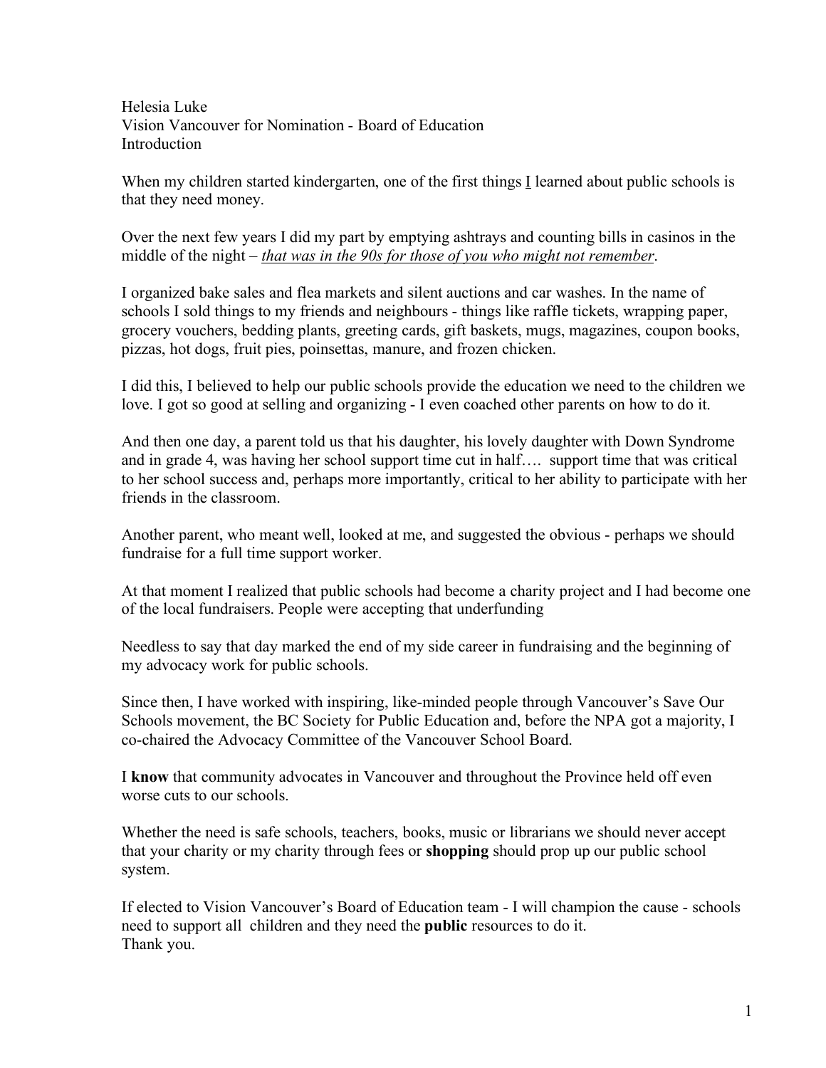Helesia Luke
Vision Vancouver for Nomination - Board of Education
Introduction

When my children started kindergarten, one of the first things <u>I</u> learned about public schools is that they need money.

Over the next few years I did my part by emptying ashtrays and counting bills in casinos in the middle of the night – <u>*that was in the 90s for those of you who might not remember*</u>.

I organized bake sales and flea markets and silent auctions and car washes. In the name of schools I sold things to my friends and neighbours - things like raffle tickets, wrapping paper, grocery vouchers, bedding plants, greeting cards, gift baskets, mugs, magazines, coupon books, pizzas, hot dogs, fruit pies, poinsettas, manure, and frozen chicken.

I did this, I believed to help our public schools provide the education we need to the children we love. I got so good at selling and organizing - I even coached other parents on how to do it.

And then one day, a parent told us that his daughter, his lovely daughter with Down Syndrome and in grade 4, was having her school support time cut in half…. support time that was critical to her school success and, perhaps more importantly, critical to her ability to participate with her friends in the classroom.

Another parent, who meant well, looked at me, and suggested the obvious - perhaps we should fundraise for a full time support worker.

At that moment I realized that public schools had become a charity project and I had become one of the local fundraisers. People were accepting that underfunding

Needless to say that day marked the end of my side career in fundraising and the beginning of my advocacy work for public schools.

Since then, I have worked with inspiring, like-minded people through Vancouver's Save Our Schools movement, the BC Society for Public Education and, before the NPA got a majority, I co-chaired the Advocacy Committee of the Vancouver School Board.

I **know** that community advocates in Vancouver and throughout the Province held off even worse cuts to our schools.

Whether the need is safe schools, teachers, books, music or librarians we should never accept that your charity or my charity through fees or **shopping** should prop up our public school system.

If elected to Vision Vancouver's Board of Education team - I will champion the cause - schools need to support all children and they need the **public** resources to do it.
Thank you.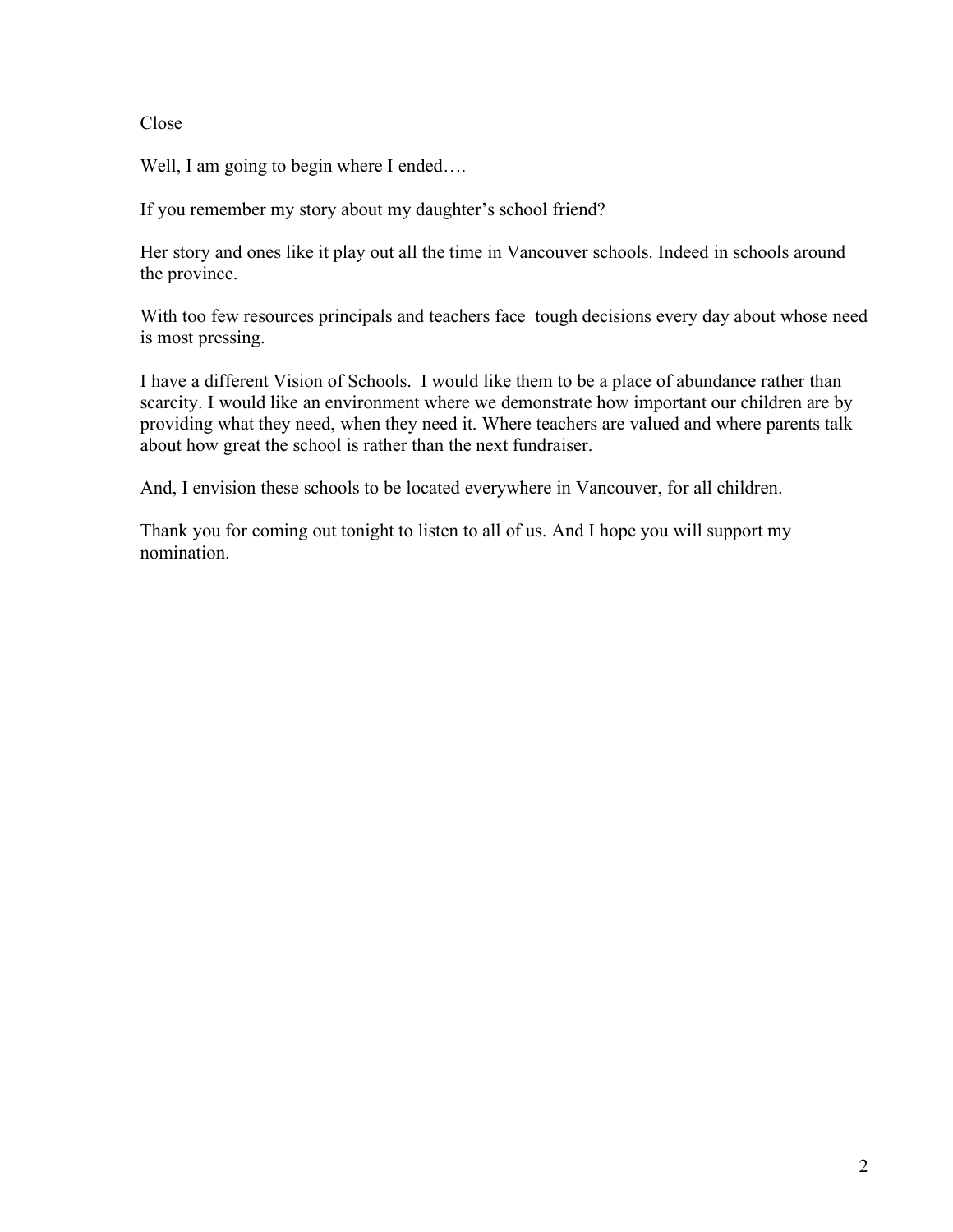Close

Well, I am going to begin where I ended….

If you remember my story about my daughter's school friend?

Her story and ones like it play out all the time in Vancouver schools. Indeed in schools around the province.

With too few resources principals and teachers face tough decisions every day about whose need is most pressing.

I have a different Vision of Schools. I would like them to be a place of abundance rather than scarcity. I would like an environment where we demonstrate how important our children are by providing what they need, when they need it. Where teachers are valued and where parents talk about how great the school is rather than the next fundraiser.

And, I envision these schools to be located everywhere in Vancouver, for all children.

Thank you for coming out tonight to listen to all of us. And I hope you will support my nomination.